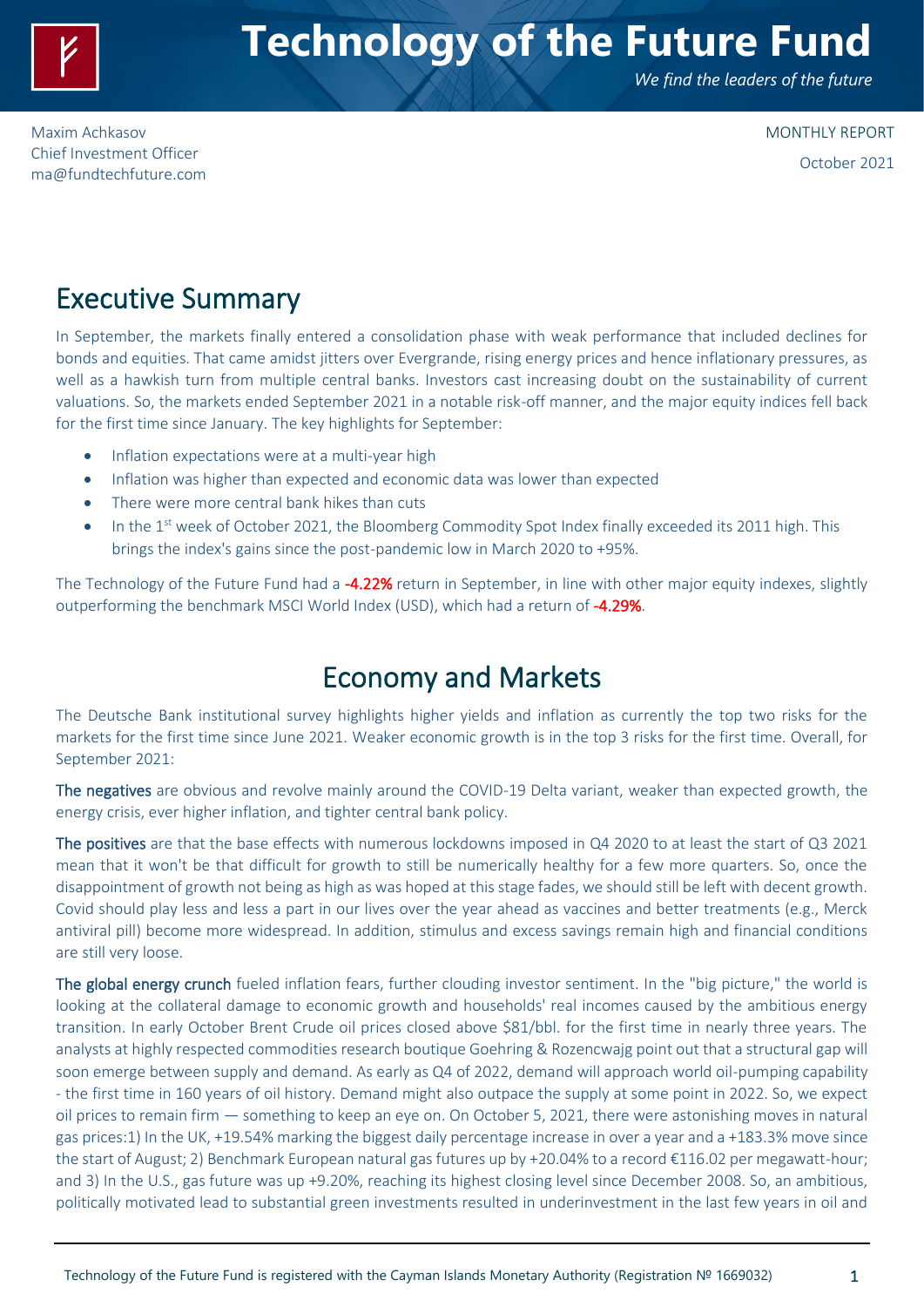# Technology of the Future Fund

*We find the leaders of the future*

Maxim Achkasov
Chief Investment Officer
ma@fundtechfuture.com

MONTHLY REPORT
October 2021

## Executive Summary

In September, the markets finally entered a consolidation phase with weak performance that included declines for bonds and equities. That came amidst jitters over Evergrande, rising energy prices and hence inflationary pressures, as well as a hawkish turn from multiple central banks. Investors cast increasing doubt on the sustainability of current valuations. So, the markets ended September 2021 in a notable risk-off manner, and the major equity indices fell back for the first time since January. The key highlights for September:

- Inflation expectations were at a multi-year high
- Inflation was higher than expected and economic data was lower than expected
- There were more central bank hikes than cuts
- In the 1st week of October 2021, the Bloomberg Commodity Spot Index finally exceeded its 2011 high. This brings the index's gains since the post-pandemic low in March 2020 to +95%.

The Technology of the Future Fund had a **-4.22%** return in September, in line with other major equity indexes, slightly outperforming the benchmark MSCI World Index (USD), which had a return of **-4.29%**.

## Economy and Markets

The Deutsche Bank institutional survey highlights higher yields and inflation as currently the top two risks for the markets for the first time since June 2021. Weaker economic growth is in the top 3 risks for the first time. Overall, for September 2021:

**The negatives** are obvious and revolve mainly around the COVID-19 Delta variant, weaker than expected growth, the energy crisis, ever higher inflation, and tighter central bank policy.

**The positives** are that the base effects with numerous lockdowns imposed in Q4 2020 to at least the start of Q3 2021 mean that it won't be that difficult for growth to still be numerically healthy for a few more quarters. So, once the disappointment of growth not being as high as was hoped at this stage fades, we should still be left with decent growth. Covid should play less and less a part in our lives over the year ahead as vaccines and better treatments (e.g., Merck antiviral pill) become more widespread. In addition, stimulus and excess savings remain high and financial conditions are still very loose.

**The global energy crunch** fueled inflation fears, further clouding investor sentiment. In the "big picture," the world is looking at the collateral damage to economic growth and households' real incomes caused by the ambitious energy transition. In early October Brent Crude oil prices closed above $81/bbl. for the first time in nearly three years. The analysts at highly respected commodities research boutique Goehring & Rozencwajg point out that a structural gap will soon emerge between supply and demand. As early as Q4 of 2022, demand will approach world oil-pumping capability - the first time in 160 years of oil history. Demand might also outpace the supply at some point in 2022. So, we expect oil prices to remain firm — something to keep an eye on. On October 5, 2021, there were astonishing moves in natural gas prices:1) In the UK, +19.54% marking the biggest daily percentage increase in over a year and a +183.3% move since the start of August; 2) Benchmark European natural gas futures up by +20.04% to a record €116.02 per megawatt-hour; and 3) In the U.S., gas future was up +9.20%, reaching its highest closing level since December 2008. So, an ambitious, politically motivated lead to substantial green investments resulted in underinvestment in the last few years in oil and

Technology of the Future Fund is registered with the Cayman Islands Monetary Authority (Registration № 1669032)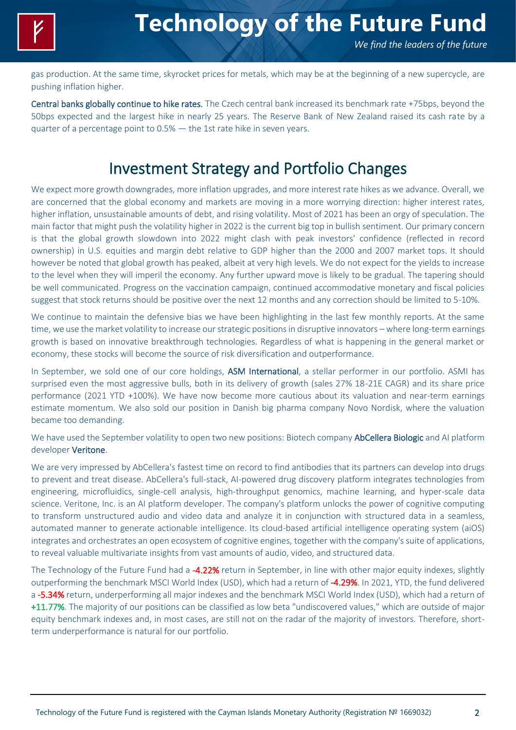gas production. At the same time, skyrocket prices for metals, which may be at the beginning of a new supercycle, are pushing inflation higher.

**Central banks globally continue to hike rates.** The Czech central bank increased its benchmark rate +75bps, beyond the 50bps expected and the largest hike in nearly 25 years. The Reserve Bank of New Zealand raised its cash rate by a quarter of a percentage point to 0.5% — the 1st rate hike in seven years.

## Investment Strategy and Portfolio Changes

We expect more growth downgrades, more inflation upgrades, and more interest rate hikes as we advance. Overall, we are concerned that the global economy and markets are moving in a more worrying direction: higher interest rates, higher inflation, unsustainable amounts of debt, and rising volatility. Most of 2021 has been an orgy of speculation. The main factor that might push the volatility higher in 2022 is the current big top in bullish sentiment. Our primary concern is that the global growth slowdown into 2022 might clash with peak investors' confidence (reflected in record ownership) in U.S. equities and margin debt relative to GDP higher than the 2000 and 2007 market tops. It should however be noted that global growth has peaked, albeit at very high levels. We do not expect for the yields to increase to the level when they will imperil the economy. Any further upward move is likely to be gradual. The tapering should be well communicated. Progress on the vaccination campaign, continued accommodative monetary and fiscal policies suggest that stock returns should be positive over the next 12 months and any correction should be limited to 5-10%.

We continue to maintain the defensive bias we have been highlighting in the last few monthly reports. At the same time, we use the market volatility to increase our strategic positions in disruptive innovators – where long-term earnings growth is based on innovative breakthrough technologies. Regardless of what is happening in the general market or economy, these stocks will become the source of risk diversification and outperformance.

In September, we sold one of our core holdings, **ASM International**, a stellar performer in our portfolio. ASMI has surprised even the most aggressive bulls, both in its delivery of growth (sales 27% 18-21E CAGR) and its share price performance (2021 YTD +100%). We have now become more cautious about its valuation and near-term earnings estimate momentum. We also sold our position in Danish big pharma company Novo Nordisk, where the valuation became too demanding.

We have used the September volatility to open two new positions: Biotech company **AbCellera Biologic** and AI platform developer **Veritone**.

We are very impressed by AbCellera's fastest time on record to find antibodies that its partners can develop into drugs to prevent and treat disease. AbCellera's full-stack, AI-powered drug discovery platform integrates technologies from engineering, microfluidics, single-cell analysis, high-throughput genomics, machine learning, and hyper-scale data science. Veritone, Inc. is an AI platform developer. The company's platform unlocks the power of cognitive computing to transform unstructured audio and video data and analyze it in conjunction with structured data in a seamless, automated manner to generate actionable intelligence. Its cloud-based artificial intelligence operating system (aiOS) integrates and orchestrates an open ecosystem of cognitive engines, together with the company's suite of applications, to reveal valuable multivariate insights from vast amounts of audio, video, and structured data.

The Technology of the Future Fund had a **-4.22%** return in September, in line with other major equity indexes, slightly outperforming the benchmark MSCI World Index (USD), which had a return of **-4.29%**. In 2021, YTD, the fund delivered a **-5.34%** return, underperforming all major indexes and the benchmark MSCI World Index (USD), which had a return of **+11.77%**. The majority of our positions can be classified as low beta "undiscovered values," which are outside of major equity benchmark indexes and, in most cases, are still not on the radar of the majority of investors. Therefore, short-term underperformance is natural for our portfolio.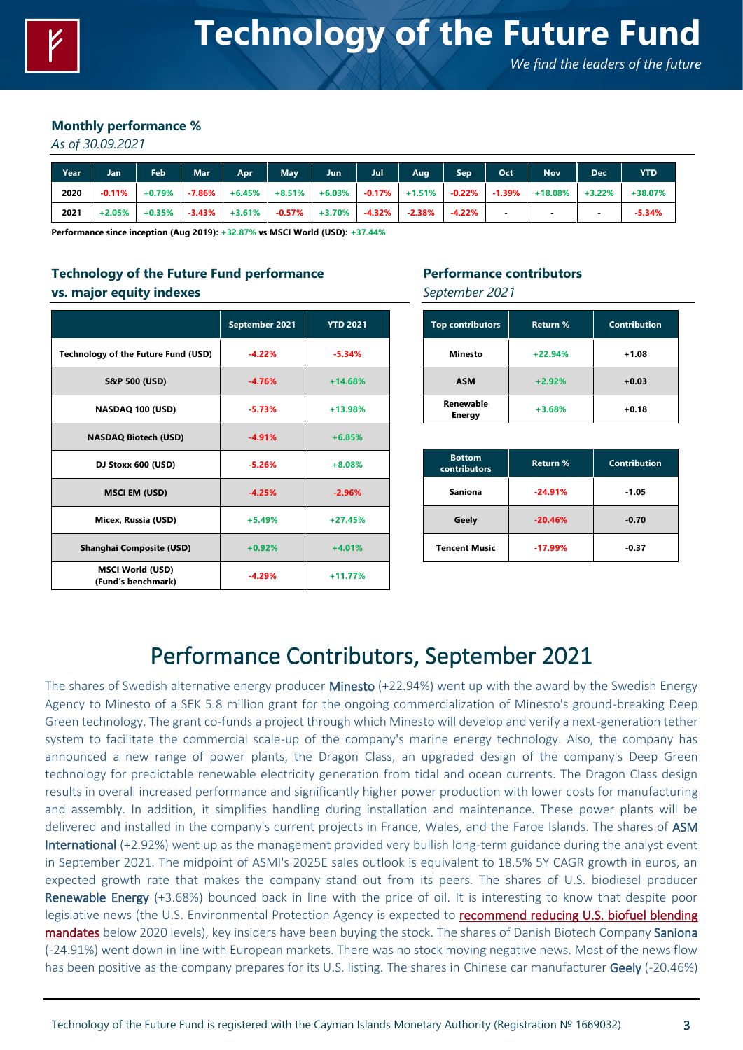# Technology of the Future Fund

*We find the leaders of the future*

### Monthly performance %

*As of 30.09.2021*

| Year | Jan | Feb | Mar | Apr | May | Jun | Jul | Aug | Sep | Oct | Nov | Dec | YTD |
|---|---|---|---|---|---|---|---|---|---|---|---|---|---|
| 2020 | -0.11% | +0.79% | -7.86% | +6.45% | +8.51% | +6.03% | -0.17% | +1.51% | -0.22% | -1.39% | +18.08% | +3.22% | +38.07% |
| 2021 | +2.05% | +0.35% | -3.43% | +3.61% | -0.57% | +3.70% | -4.32% | -2.38% | -4.22% | - | - | - | -5.34% |

**Performance since inception (Aug 2019): +32.87% vs MSCI World (USD): +37.44%**

### Technology of the Future Fund performance vs. major equity indexes

| | September 2021 | YTD 2021 |
|---|---|---|
| Technology of the Future Fund (USD) | -4.22% | -5.34% |
| S&P 500 (USD) | -4.76% | +14.68% |
| NASDAQ 100 (USD) | -5.73% | +13.98% |
| NASDAQ Biotech (USD) | -4.91% | +6.85% |
| DJ Stoxx 600 (USD) | -5.26% | +8.08% |
| MSCI EM (USD) | -4.25% | -2.96% |
| Micex, Russia (USD) | +5.49% | +27.45% |
| Shanghai Composite (USD) | +0.92% | +4.01% |
| MSCI World (USD) (Fund's benchmark) | -4.29% | +11.77% |

### Performance contributors

*September 2021*

| Top contributors | Return % | Contribution |
|---|---|---|
| Minesto | +22.94% | +1.08 |
| ASM | +2.92% | +0.03 |
| Renewable Energy | +3.68% | +0.18 |

| Bottom contributors | Return % | Contribution |
|---|---|---|
| Saniona | -24.91% | -1.05 |
| Geely | -20.46% | -0.70 |
| Tencent Music | -17.99% | -0.37 |

## Performance Contributors, September 2021

The shares of Swedish alternative energy producer Minesto (+22.94%) went up with the award by the Swedish Energy Agency to Minesto of a SEK 5.8 million grant for the ongoing commercialization of Minesto's ground-breaking Deep Green technology. The grant co-funds a project through which Minesto will develop and verify a next-generation tether system to facilitate the commercial scale-up of the company's marine energy technology. Also, the company has announced a new range of power plants, the Dragon Class, an upgraded design of the company's Deep Green technology for predictable renewable electricity generation from tidal and ocean currents. The Dragon Class design results in overall increased performance and significantly higher power production with lower costs for manufacturing and assembly. In addition, it simplifies handling during installation and maintenance. These power plants will be delivered and installed in the company's current projects in France, Wales, and the Faroe Islands. The shares of ASM International (+2.92%) went up as the management provided very bullish long-term guidance during the analyst event in September 2021. The midpoint of ASMI's 2025E sales outlook is equivalent to 18.5% 5Y CAGR growth in euros, an expected growth rate that makes the company stand out from its peers. The shares of U.S. biodiesel producer Renewable Energy (+3.68%) bounced back in line with the price of oil. It is interesting to know that despite poor legislative news (the U.S. Environmental Protection Agency is expected to recommend reducing U.S. biofuel blending mandates below 2020 levels), key insiders have been buying the stock. The shares of Danish Biotech Company Saniona (-24.91%) went down in line with European markets. There was no stock moving negative news. Most of the news flow has been positive as the company prepares for its U.S. listing. The shares in Chinese car manufacturer Geely (-20.46%)

Technology of the Future Fund is registered with the Cayman Islands Monetary Authority (Registration № 1669032)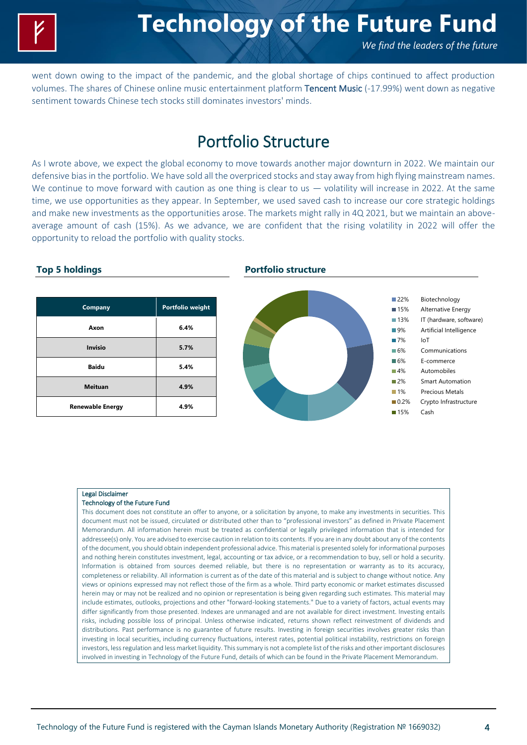went down owing to the impact of the pandemic, and the global shortage of chips continued to affect production volumes. The shares of Chinese online music entertainment platform Tencent Music (-17.99%) went down as negative sentiment towards Chinese tech stocks still dominates investors' minds.

## Portfolio Structure

As I wrote above, we expect the global economy to move towards another major downturn in 2022. We maintain our defensive bias in the portfolio. We have sold all the overpriced stocks and stay away from high flying mainstream names. We continue to move forward with caution as one thing is clear to us — volatility will increase in 2022. At the same time, we use opportunities as they appear. In September, we used saved cash to increase our core strategic holdings and make new investments as the opportunities arose. The markets might rally in 4Q 2021, but we maintain an above-average amount of cash (15%). As we advance, we are confident that the rising volatility in 2022 will offer the opportunity to reload the portfolio with quality stocks.

### Top 5 holdings

| Company | Portfolio weight |
|---|---|
| Axon | 6.4% |
| Invisio | 5.7% |
| Baidu | 5.4% |
| Meituan | 4.9% |
| Renewable Energy | 4.9% |

### Portfolio structure

22% Biotechnology
15% Alternative Energy
13% IT (hardware, software)
9% Artificial Intelligence
7% IoT
6% Communications
6% E-commerce
4% Automobiles
2% Smart Automation
1% Precious Metals
0.2% Crypto Infrastructure
15% Cash

Legal Disclaimer
Technology of the Future Fund

This document does not constitute an offer to anyone, or a solicitation by anyone, to make any investments in securities. This document must not be issued, circulated or distributed other than to "professional investors" as defined in Private Placement Memorandum. All information herein must be treated as confidential or legally privileged information that is intended for addressee(s) only. You are advised to exercise caution in relation to its contents. If you are in any doubt about any of the contents of the document, you should obtain independent professional advice. This material is presented solely for informational purposes and nothing herein constitutes investment, legal, accounting or tax advice, or a recommendation to buy, sell or hold a security. Information is obtained from sources deemed reliable, but there is no representation or warranty as to its accuracy, completeness or reliability. All information is current as of the date of this material and is subject to change without notice. Any views or opinions expressed may not reflect those of the firm as a whole. Third party economic or market estimates discussed herein may or may not be realized and no opinion or representation is being given regarding such estimates. This material may include estimates, outlooks, projections and other "forward-looking statements." Due to a variety of factors, actual events may differ significantly from those presented. Indexes are unmanaged and are not available for direct investment. Investing entails risks, including possible loss of principal. Unless otherwise indicated, returns shown reflect reinvestment of dividends and distributions. Past performance is no guarantee of future results. Investing in foreign securities involves greater risks than investing in local securities, including currency fluctuations, interest rates, potential political instability, restrictions on foreign investors, less regulation and less market liquidity. This summary is not a complete list of the risks and other important disclosures involved in investing in Technology of the Future Fund, details of which can be found in the Private Placement Memorandum.

Technology of the Future Fund is registered with the Cayman Islands Monetary Authority (Registration № 1669032)